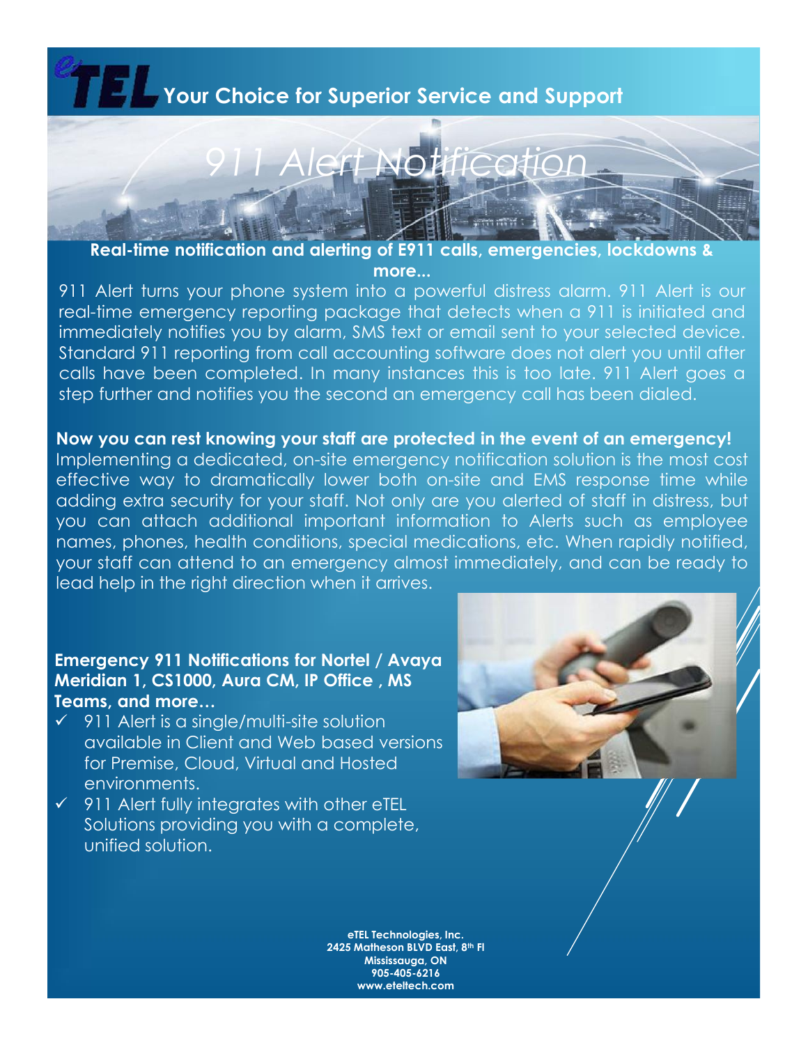eTEL Your Choice for Superior Service and Support

# 911 Alert Notification

**Real-time notification and alerting of E911 calls, emergencies, lockdowns & more...**

911 Alert turns your phone system into a powerful distress alarm. 911 Alert is our real-time emergency reporting package that detects when a 911 is initiated and immediately notifies you by alarm, SMS text or email sent to your selected device. Standard 911 reporting from call accounting software does not alert you until after calls have been completed. In many instances this is too late. 911 Alert goes a step further and notifies you the second an emergency call has been dialed.

**Now you can rest knowing your staff are protected in the event of an emergency!**

Implementing a dedicated, on-site emergency notification solution is the most cost effective way to dramatically lower both on-site and EMS response time while adding extra security for your staff. Not only are you alerted of staff in distress, but you can attach additional important information to Alerts such as employee names, phones, health conditions, special medications, etc. When rapidly notified, your staff can attend to an emergency almost immediately, and can be ready to lead help in the right direction when it arrives.

**Emergency 911 Notifications for Nortel / Avaya Meridian 1, CS1000, Aura CM, IP Office , MS Teams, and more…**

- ✓ 911 Alert is a single/multi-site solution available in Client and Web based versions for Premise, Cloud, Virtual and Hosted environments.
- ✓ 911 Alert fully integrates with other eTEL Solutions providing you with a complete, unified solution.

**eTEL Technologies, Inc.**
**2425 Matheson BLVD East, 8th Fl**
**Mississauga, ON**
**905-405-6216**
**www.eteltech.com**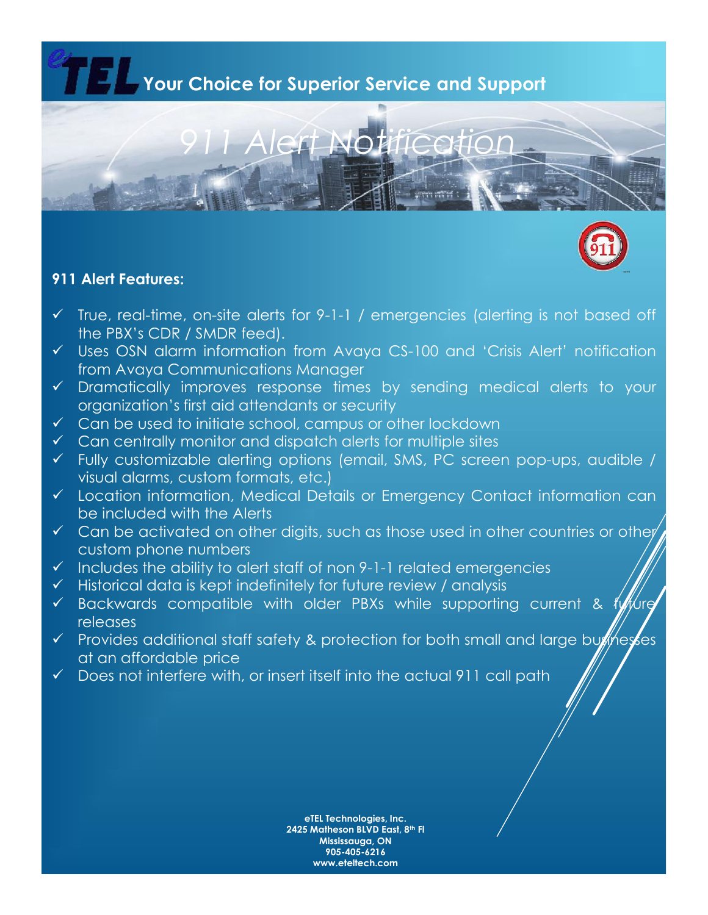**eTEL** Your Choice for Superior Service and Support

# 911 Alert Notification

**911 Alert Features:**

- ✓ True, real-time, on-site alerts for 9-1-1 / emergencies (alerting is not based off the PBX's CDR / SMDR feed).
- ✓ Uses OSN alarm information from Avaya CS-100 and 'Crisis Alert' notification from Avaya Communications Manager
- ✓ Dramatically improves response times by sending medical alerts to your organization's first aid attendants or security
- ✓ Can be used to initiate school, campus or other lockdown
- ✓ Can centrally monitor and dispatch alerts for multiple sites
- ✓ Fully customizable alerting options (email, SMS, PC screen pop-ups, audible / visual alarms, custom formats, etc.)
- ✓ Location information, Medical Details or Emergency Contact information can be included with the Alerts
- ✓ Can be activated on other digits, such as those used in other countries or other custom phone numbers
- ✓ Includes the ability to alert staff of non 9-1-1 related emergencies
- ✓ Historical data is kept indefinitely for future review / analysis
- ✓ Backwards compatible with older PBXs while supporting current & future releases
- ✓ Provides additional staff safety & protection for both small and large businesses at an affordable price
- ✓ Does not interfere with, or insert itself into the actual 911 call path

**eTEL Technologies, Inc.**
**2425 Matheson BLVD East, 8th Fl**
**Mississauga, ON**
**905-405-6216**
**www.eteltech.com**